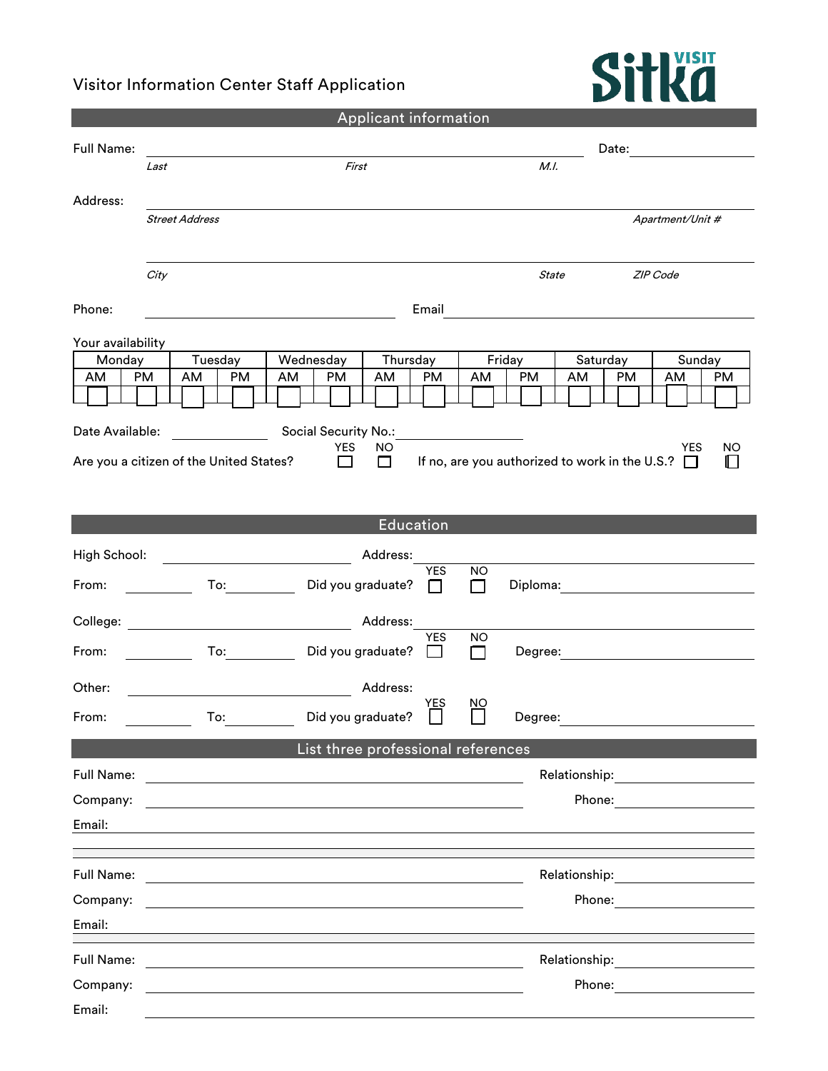# Visitor Information Center Staff Application

Visit Sitka

## Applicant information

Full Name: ______________________________________ Date: ____________

*Last* *First* *M.I.*

Address: ______________________________________________

*Street Address* *Apartment/Unit #*

______________________________________________

*City* *State* *ZIP Code*

Phone: ____________________ Email ____________________

Your availability

| Monday | | Tuesday | | Wednesday | | Thursday | | Friday | | Saturday | | Sunday | |
|---|---|---|---|---|---|---|---|---|---|---|---|---|---|
| AM | PM | AM | PM | AM | PM | AM | PM | AM | PM | AM | PM | AM | PM |
| ☐ | ☐ | ☐ | ☐ | ☐ | ☐ | ☐ | ☐ | ☐ | ☐ | ☐ | ☐ | ☐ | ☐ |

Date Available: ____________ Social Security No.: ____________

Are you a citizen of the United States? YES ☐ NO ☐ If no, are you authorized to work in the U.S.? YES ☐ NO ☐

## Education

High School: ____________ Address: ____________

From: ________ To: ________ Did you graduate? YES ☐ NO ☐ Diploma: ____________

College: ____________ Address: ____________

From: ________ To: ________ Did you graduate? YES ☐ NO ☐ Degree: ____________

Other: ____________ Address: ____________

From: ________ To: ________ Did you graduate? YES ☐ NO ☐ Degree: ____________

## List three professional references

Full Name: ____________________ Relationship: ____________

Company: ____________________ Phone: ____________

Email: ____________________

Full Name: ____________________ Relationship: ____________

Company: ____________________ Phone: ____________

Email: ____________________

Full Name: ____________________ Relationship: ____________

Company: ____________________ Phone: ____________

Email: ____________________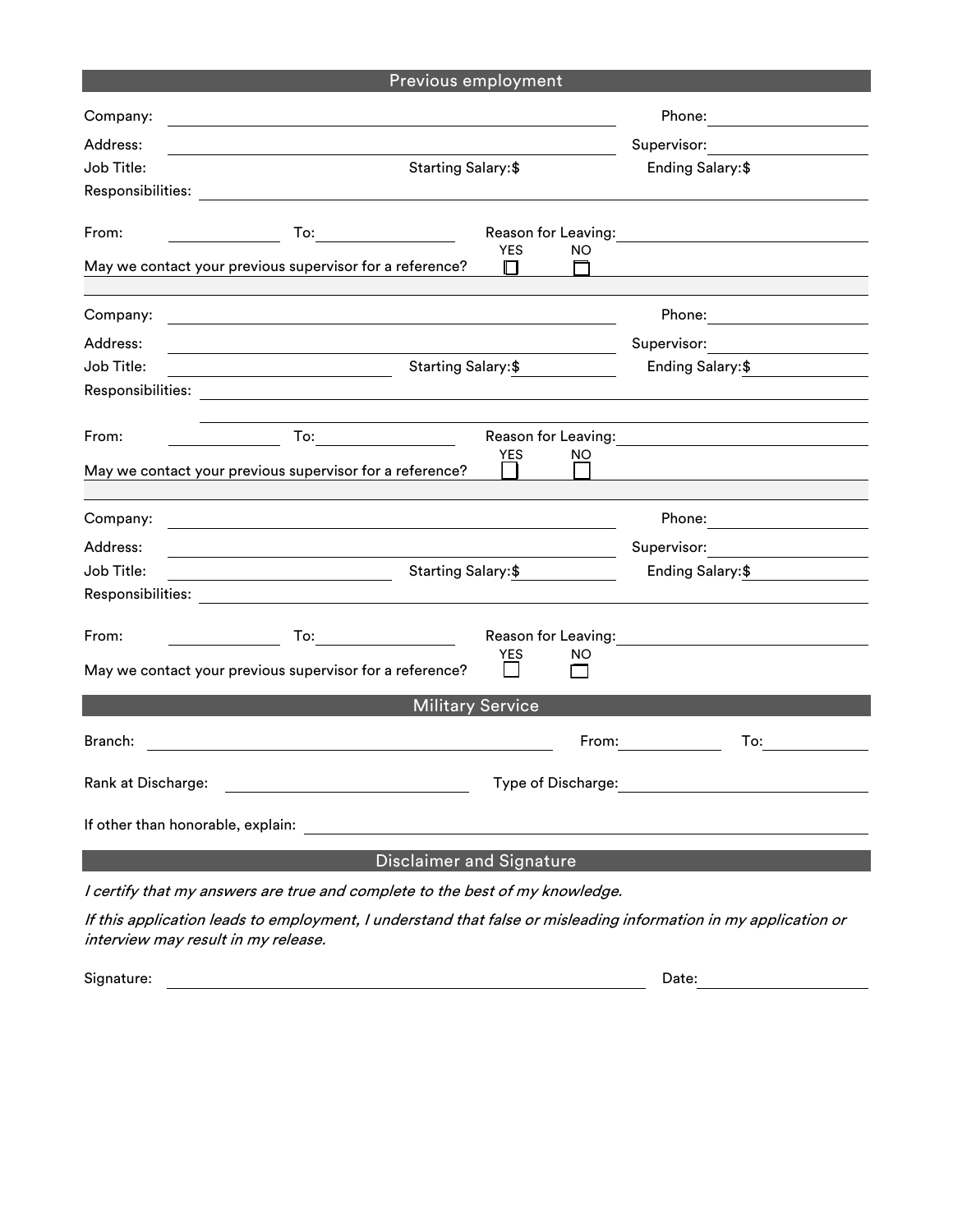## Previous employment

Company: ______________________ Phone: ______________

Address: ______________________ Supervisor: ______________

Job Title: Starting Salary:$ Ending Salary:$

Responsibilities: ______________________

From: ______ To: ______ Reason for Leaving: ______________

May we contact your previous supervisor for a reference? YES ☐ NO ☐

Company: ______________________ Phone: ______________

Address: ______________________ Supervisor: ______________

Job Title: ______________ Starting Salary:$______ Ending Salary:$______

Responsibilities: ______________________

From: ______ To: ______ Reason for Leaving: ______________

May we contact your previous supervisor for a reference? YES ☐ NO ☐

Company: ______________________ Phone: ______________

Address: ______________________ Supervisor: ______________

Job Title: ______________ Starting Salary:$______ Ending Salary:$______

Responsibilities: ______________________

From: ______ To: ______ Reason for Leaving: ______________

May we contact your previous supervisor for a reference? YES ☐ NO ☐

## Military Service

Branch: ______________________ From: ______ To: ______

Rank at Discharge: ______________ Type of Discharge: ______________

If other than honorable, explain: ______________________

## Disclaimer and Signature

*I certify that my answers are true and complete to the best of my knowledge.*

*If this application leads to employment, I understand that false or misleading information in my application or interview may result in my release.*

Signature: ______________________ Date: ______________